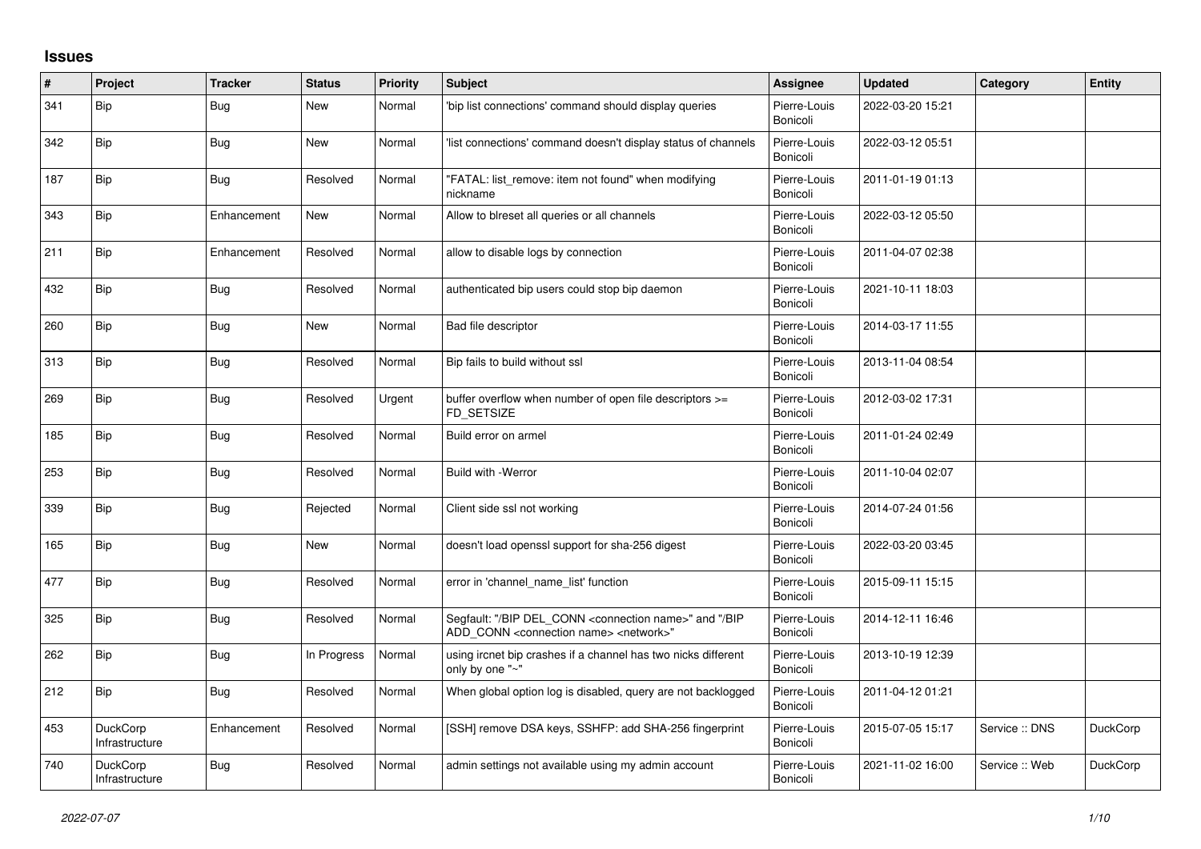# Issues

| # | Project | Tracker | Status | Priority | Subject | Assignee | Updated | Category | Entity |
|---|---|---|---|---|---|---|---|---|---|
| 341 | Bip | Bug | New | Normal | 'bip list connections' command should display queries | Pierre-Louis Bonicoli | 2022-03-20 15:21 | | |
| 342 | Bip | Bug | New | Normal | 'list connections' command doesn't display status of channels | Pierre-Louis Bonicoli | 2022-03-12 05:51 | | |
| 187 | Bip | Bug | Resolved | Normal | "FATAL: list_remove: item not found" when modifying nickname | Pierre-Louis Bonicoli | 2011-01-19 01:13 | | |
| 343 | Bip | Enhancement | New | Normal | Allow to blreset all queries or all channels | Pierre-Louis Bonicoli | 2022-03-12 05:50 | | |
| 211 | Bip | Enhancement | Resolved | Normal | allow to disable logs by connection | Pierre-Louis Bonicoli | 2011-04-07 02:38 | | |
| 432 | Bip | Bug | Resolved | Normal | authenticated bip users could stop bip daemon | Pierre-Louis Bonicoli | 2021-10-11 18:03 | | |
| 260 | Bip | Bug | New | Normal | Bad file descriptor | Pierre-Louis Bonicoli | 2014-03-17 11:55 | | |
| 313 | Bip | Bug | Resolved | Normal | Bip fails to build without ssl | Pierre-Louis Bonicoli | 2013-11-04 08:54 | | |
| 269 | Bip | Bug | Resolved | Urgent | buffer overflow when number of open file descriptors >= FD_SETSIZE | Pierre-Louis Bonicoli | 2012-03-02 17:31 | | |
| 185 | Bip | Bug | Resolved | Normal | Build error on armel | Pierre-Louis Bonicoli | 2011-01-24 02:49 | | |
| 253 | Bip | Bug | Resolved | Normal | Build with -Werror | Pierre-Louis Bonicoli | 2011-10-04 02:07 | | |
| 339 | Bip | Bug | Rejected | Normal | Client side ssl not working | Pierre-Louis Bonicoli | 2014-07-24 01:56 | | |
| 165 | Bip | Bug | New | Normal | doesn't load openssl support for sha-256 digest | Pierre-Louis Bonicoli | 2022-03-20 03:45 | | |
| 477 | Bip | Bug | Resolved | Normal | error in 'channel_name_list' function | Pierre-Louis Bonicoli | 2015-09-11 15:15 | | |
| 325 | Bip | Bug | Resolved | Normal | Segfault: "/BIP DEL_CONN <connection name>" and "/BIP ADD_CONN <connection name> <network>" | Pierre-Louis Bonicoli | 2014-12-11 16:46 | | |
| 262 | Bip | Bug | In Progress | Normal | using ircnet bip crashes if a channel has two nicks different only by one "~" | Pierre-Louis Bonicoli | 2013-10-19 12:39 | | |
| 212 | Bip | Bug | Resolved | Normal | When global option log is disabled, query are not backlogged | Pierre-Louis Bonicoli | 2011-04-12 01:21 | | |
| 453 | DuckCorp Infrastructure | Enhancement | Resolved | Normal | [SSH] remove DSA keys, SSHFP: add SHA-256 fingerprint | Pierre-Louis Bonicoli | 2015-07-05 15:17 | Service :: DNS | DuckCorp |
| 740 | DuckCorp Infrastructure | Bug | Resolved | Normal | admin settings not available using my admin account | Pierre-Louis Bonicoli | 2021-11-02 16:00 | Service :: Web | DuckCorp |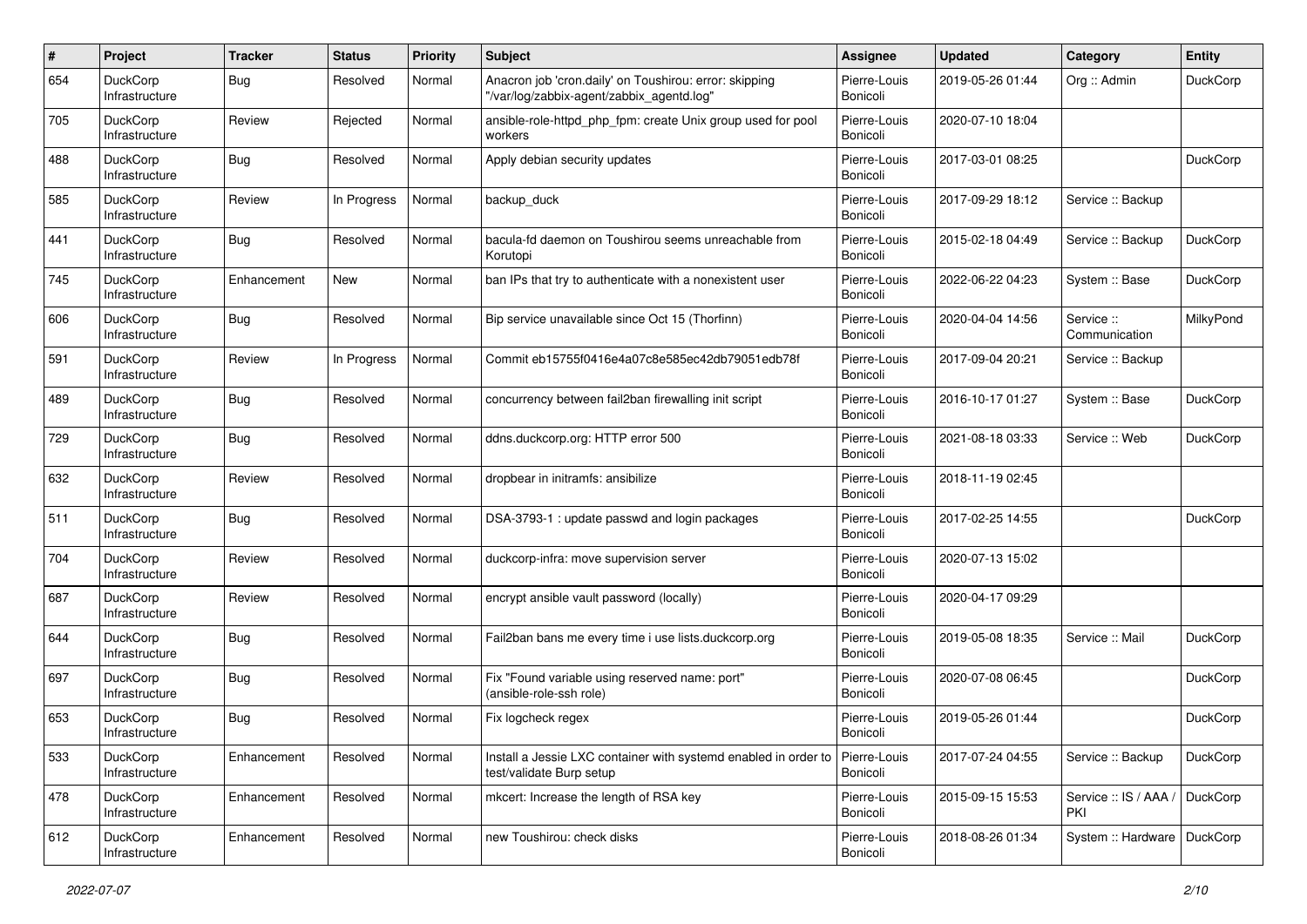| # | Project | Tracker | Status | Priority | Subject | Assignee | Updated | Category | Entity |
|---|---|---|---|---|---|---|---|---|---|
| 654 | DuckCorp Infrastructure | Bug | Resolved | Normal | Anacron job 'cron.daily' on Toushirou: error: skipping "/var/log/zabbix-agent/zabbix_agentd.log" | Pierre-Louis Bonicoli | 2019-05-26 01:44 | Org :: Admin | DuckCorp |
| 705 | DuckCorp Infrastructure | Review | Rejected | Normal | ansible-role-httpd_php_fpm: create Unix group used for pool workers | Pierre-Louis Bonicoli | 2020-07-10 18:04 | | |
| 488 | DuckCorp Infrastructure | Bug | Resolved | Normal | Apply debian security updates | Pierre-Louis Bonicoli | 2017-03-01 08:25 | | DuckCorp |
| 585 | DuckCorp Infrastructure | Review | In Progress | Normal | backup_duck | Pierre-Louis Bonicoli | 2017-09-29 18:12 | Service :: Backup | |
| 441 | DuckCorp Infrastructure | Bug | Resolved | Normal | bacula-fd daemon on Toushirou seems unreachable from Korutopi | Pierre-Louis Bonicoli | 2015-02-18 04:49 | Service :: Backup | DuckCorp |
| 745 | DuckCorp Infrastructure | Enhancement | New | Normal | ban IPs that try to authenticate with a nonexistent user | Pierre-Louis Bonicoli | 2022-06-22 04:23 | System :: Base | DuckCorp |
| 606 | DuckCorp Infrastructure | Bug | Resolved | Normal | Bip service unavailable since Oct 15 (Thorfinn) | Pierre-Louis Bonicoli | 2020-04-04 14:56 | Service :: Communication | MilkyPond |
| 591 | DuckCorp Infrastructure | Review | In Progress | Normal | Commit eb15755f0416e4a07c8e585ec42db79051edb78f | Pierre-Louis Bonicoli | 2017-09-04 20:21 | Service :: Backup | |
| 489 | DuckCorp Infrastructure | Bug | Resolved | Normal | concurrency between fail2ban firewalling init script | Pierre-Louis Bonicoli | 2016-10-17 01:27 | System :: Base | DuckCorp |
| 729 | DuckCorp Infrastructure | Bug | Resolved | Normal | ddns.duckcorp.org: HTTP error 500 | Pierre-Louis Bonicoli | 2021-08-18 03:33 | Service :: Web | DuckCorp |
| 632 | DuckCorp Infrastructure | Review | Resolved | Normal | dropbear in initramfs: ansibilize | Pierre-Louis Bonicoli | 2018-11-19 02:45 | | |
| 511 | DuckCorp Infrastructure | Bug | Resolved | Normal | DSA-3793-1 : update passwd and login packages | Pierre-Louis Bonicoli | 2017-02-25 14:55 | | DuckCorp |
| 704 | DuckCorp Infrastructure | Review | Resolved | Normal | duckcorp-infra: move supervision server | Pierre-Louis Bonicoli | 2020-07-13 15:02 | | |
| 687 | DuckCorp Infrastructure | Review | Resolved | Normal | encrypt ansible vault password (locally) | Pierre-Louis Bonicoli | 2020-04-17 09:29 | | |
| 644 | DuckCorp Infrastructure | Bug | Resolved | Normal | Fail2ban bans me every time i use lists.duckcorp.org | Pierre-Louis Bonicoli | 2019-05-08 18:35 | Service :: Mail | DuckCorp |
| 697 | DuckCorp Infrastructure | Bug | Resolved | Normal | Fix "Found variable using reserved name: port" (ansible-role-ssh role) | Pierre-Louis Bonicoli | 2020-07-08 06:45 | | DuckCorp |
| 653 | DuckCorp Infrastructure | Bug | Resolved | Normal | Fix logcheck regex | Pierre-Louis Bonicoli | 2019-05-26 01:44 | | DuckCorp |
| 533 | DuckCorp Infrastructure | Enhancement | Resolved | Normal | Install a Jessie LXC container with systemd enabled in order to test/validate Burp setup | Pierre-Louis Bonicoli | 2017-07-24 04:55 | Service :: Backup | DuckCorp |
| 478 | DuckCorp Infrastructure | Enhancement | Resolved | Normal | mkcert: Increase the length of RSA key | Pierre-Louis Bonicoli | 2015-09-15 15:53 | Service :: IS / AAA / PKI | DuckCorp |
| 612 | DuckCorp Infrastructure | Enhancement | Resolved | Normal | new Toushirou: check disks | Pierre-Louis Bonicoli | 2018-08-26 01:34 | System :: Hardware | DuckCorp |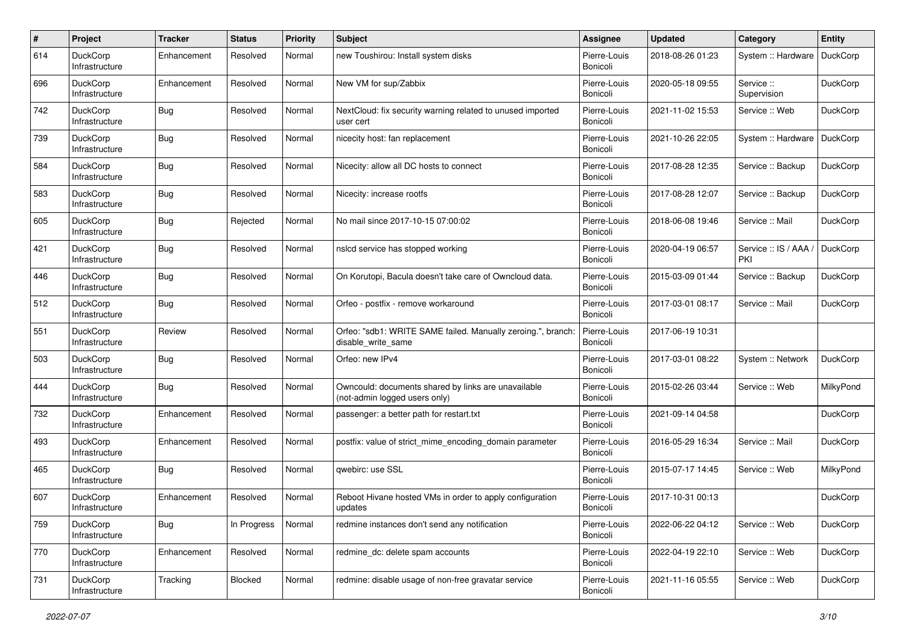| # | Project | Tracker | Status | Priority | Subject | Assignee | Updated | Category | Entity |
|---|---|---|---|---|---|---|---|---|---|
| 614 | DuckCorp Infrastructure | Enhancement | Resolved | Normal | new Toushirou: Install system disks | Pierre-Louis Bonicoli | 2018-08-26 01:23 | System :: Hardware | DuckCorp |
| 696 | DuckCorp Infrastructure | Enhancement | Resolved | Normal | New VM for sup/Zabbix | Pierre-Louis Bonicoli | 2020-05-18 09:55 | Service :: Supervision | DuckCorp |
| 742 | DuckCorp Infrastructure | Bug | Resolved | Normal | NextCloud: fix security warning related to unused imported user cert | Pierre-Louis Bonicoli | 2021-11-02 15:53 | Service :: Web | DuckCorp |
| 739 | DuckCorp Infrastructure | Bug | Resolved | Normal | nicecity host: fan replacement | Pierre-Louis Bonicoli | 2021-10-26 22:05 | System :: Hardware | DuckCorp |
| 584 | DuckCorp Infrastructure | Bug | Resolved | Normal | Nicecity: allow all DC hosts to connect | Pierre-Louis Bonicoli | 2017-08-28 12:35 | Service :: Backup | DuckCorp |
| 583 | DuckCorp Infrastructure | Bug | Resolved | Normal | Nicecity: increase rootfs | Pierre-Louis Bonicoli | 2017-08-28 12:07 | Service :: Backup | DuckCorp |
| 605 | DuckCorp Infrastructure | Bug | Rejected | Normal | No mail since 2017-10-15 07:00:02 | Pierre-Louis Bonicoli | 2018-06-08 19:46 | Service :: Mail | DuckCorp |
| 421 | DuckCorp Infrastructure | Bug | Resolved | Normal | nslcd service has stopped working | Pierre-Louis Bonicoli | 2020-04-19 06:57 | Service :: IS / AAA / PKI | DuckCorp |
| 446 | DuckCorp Infrastructure | Bug | Resolved | Normal | On Korutopi, Bacula doesn't take care of Owncloud data. | Pierre-Louis Bonicoli | 2015-03-09 01:44 | Service :: Backup | DuckCorp |
| 512 | DuckCorp Infrastructure | Bug | Resolved | Normal | Orfeo - postfix - remove workaround | Pierre-Louis Bonicoli | 2017-03-01 08:17 | Service :: Mail | DuckCorp |
| 551 | DuckCorp Infrastructure | Review | Resolved | Normal | Orfeo: "sdb1: WRITE SAME failed. Manually zeroing.", branch: disable_write_same | Pierre-Louis Bonicoli | 2017-06-19 10:31 | | |
| 503 | DuckCorp Infrastructure | Bug | Resolved | Normal | Orfeo: new IPv4 | Pierre-Louis Bonicoli | 2017-03-01 08:22 | System :: Network | DuckCorp |
| 444 | DuckCorp Infrastructure | Bug | Resolved | Normal | Owncould: documents shared by links are unavailable (not-admin logged users only) | Pierre-Louis Bonicoli | 2015-02-26 03:44 | Service :: Web | MilkyPond |
| 732 | DuckCorp Infrastructure | Enhancement | Resolved | Normal | passenger: a better path for restart.txt | Pierre-Louis Bonicoli | 2021-09-14 04:58 | | DuckCorp |
| 493 | DuckCorp Infrastructure | Enhancement | Resolved | Normal | postfix: value of strict_mime_encoding_domain parameter | Pierre-Louis Bonicoli | 2016-05-29 16:34 | Service :: Mail | DuckCorp |
| 465 | DuckCorp Infrastructure | Bug | Resolved | Normal | qwebirc: use SSL | Pierre-Louis Bonicoli | 2015-07-17 14:45 | Service :: Web | MilkyPond |
| 607 | DuckCorp Infrastructure | Enhancement | Resolved | Normal | Reboot Hivane hosted VMs in order to apply configuration updates | Pierre-Louis Bonicoli | 2017-10-31 00:13 | | DuckCorp |
| 759 | DuckCorp Infrastructure | Bug | In Progress | Normal | redmine instances don't send any notification | Pierre-Louis Bonicoli | 2022-06-22 04:12 | Service :: Web | DuckCorp |
| 770 | DuckCorp Infrastructure | Enhancement | Resolved | Normal | redmine_dc: delete spam accounts | Pierre-Louis Bonicoli | 2022-04-19 22:10 | Service :: Web | DuckCorp |
| 731 | DuckCorp Infrastructure | Tracking | Blocked | Normal | redmine: disable usage of non-free gravatar service | Pierre-Louis Bonicoli | 2021-11-16 05:55 | Service :: Web | DuckCorp |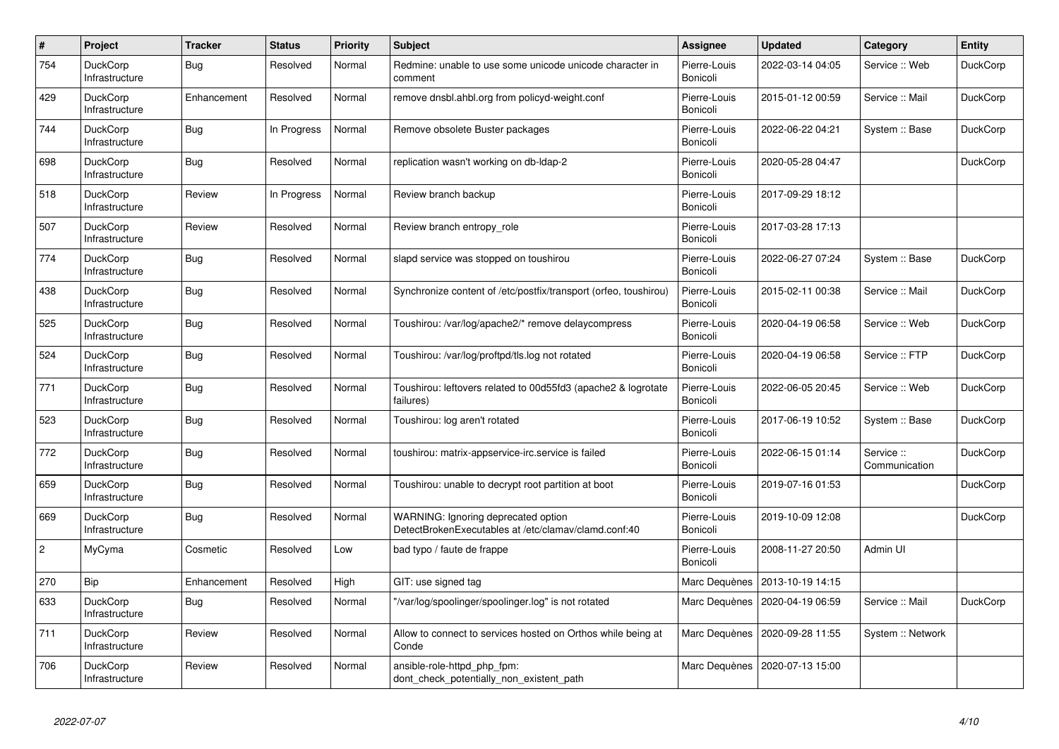| # | Project | Tracker | Status | Priority | Subject | Assignee | Updated | Category | Entity |
|---|---|---|---|---|---|---|---|---|---|
| 754 | DuckCorp Infrastructure | Bug | Resolved | Normal | Redmine: unable to use some unicode unicode character in comment | Pierre-Louis Bonicoli | 2022-03-14 04:05 | Service :: Web | DuckCorp |
| 429 | DuckCorp Infrastructure | Enhancement | Resolved | Normal | remove dnsbl.ahbl.org from policyd-weight.conf | Pierre-Louis Bonicoli | 2015-01-12 00:59 | Service :: Mail | DuckCorp |
| 744 | DuckCorp Infrastructure | Bug | In Progress | Normal | Remove obsolete Buster packages | Pierre-Louis Bonicoli | 2022-06-22 04:21 | System :: Base | DuckCorp |
| 698 | DuckCorp Infrastructure | Bug | Resolved | Normal | replication wasn't working on db-ldap-2 | Pierre-Louis Bonicoli | 2020-05-28 04:47 | | DuckCorp |
| 518 | DuckCorp Infrastructure | Review | In Progress | Normal | Review branch backup | Pierre-Louis Bonicoli | 2017-09-29 18:12 | | |
| 507 | DuckCorp Infrastructure | Review | Resolved | Normal | Review branch entropy_role | Pierre-Louis Bonicoli | 2017-03-28 17:13 | | |
| 774 | DuckCorp Infrastructure | Bug | Resolved | Normal | slapd service was stopped on toushirou | Pierre-Louis Bonicoli | 2022-06-27 07:24 | System :: Base | DuckCorp |
| 438 | DuckCorp Infrastructure | Bug | Resolved | Normal | Synchronize content of /etc/postfix/transport (orfeo, toushirou) | Pierre-Louis Bonicoli | 2015-02-11 00:38 | Service :: Mail | DuckCorp |
| 525 | DuckCorp Infrastructure | Bug | Resolved | Normal | Toushirou: /var/log/apache2/* remove delaycompress | Pierre-Louis Bonicoli | 2020-04-19 06:58 | Service :: Web | DuckCorp |
| 524 | DuckCorp Infrastructure | Bug | Resolved | Normal | Toushirou: /var/log/proftpd/tls.log not rotated | Pierre-Louis Bonicoli | 2020-04-19 06:58 | Service :: FTP | DuckCorp |
| 771 | DuckCorp Infrastructure | Bug | Resolved | Normal | Toushirou: leftovers related to 00d55fd3 (apache2 & logrotate failures) | Pierre-Louis Bonicoli | 2022-06-05 20:45 | Service :: Web | DuckCorp |
| 523 | DuckCorp Infrastructure | Bug | Resolved | Normal | Toushirou: log aren't rotated | Pierre-Louis Bonicoli | 2017-06-19 10:52 | System :: Base | DuckCorp |
| 772 | DuckCorp Infrastructure | Bug | Resolved | Normal | toushirou: matrix-appservice-irc.service is failed | Pierre-Louis Bonicoli | 2022-06-15 01:14 | Service :: Communication | DuckCorp |
| 659 | DuckCorp Infrastructure | Bug | Resolved | Normal | Toushirou: unable to decrypt root partition at boot | Pierre-Louis Bonicoli | 2019-07-16 01:53 | | DuckCorp |
| 669 | DuckCorp Infrastructure | Bug | Resolved | Normal | WARNING: Ignoring deprecated option DetectBrokenExecutables at /etc/clamav/clamd.conf:40 | Pierre-Louis Bonicoli | 2019-10-09 12:08 | | DuckCorp |
| 2 | MyCyma | Cosmetic | Resolved | Low | bad typo / faute de frappe | Pierre-Louis Bonicoli | 2008-11-27 20:50 | Admin UI | |
| 270 | Bip | Enhancement | Resolved | High | GIT: use signed tag | Marc Dequènes | 2013-10-19 14:15 | | |
| 633 | DuckCorp Infrastructure | Bug | Resolved | Normal | "/var/log/spoolinger/spoolinger.log" is not rotated | Marc Dequènes | 2020-04-19 06:59 | Service :: Mail | DuckCorp |
| 711 | DuckCorp Infrastructure | Review | Resolved | Normal | Allow to connect to services hosted on Orthos while being at Conde | Marc Dequènes | 2020-09-28 11:55 | System :: Network | |
| 706 | DuckCorp Infrastructure | Review | Resolved | Normal | ansible-role-httpd_php_fpm: dont_check_potentially_non_existent_path | Marc Dequènes | 2020-07-13 15:00 | | |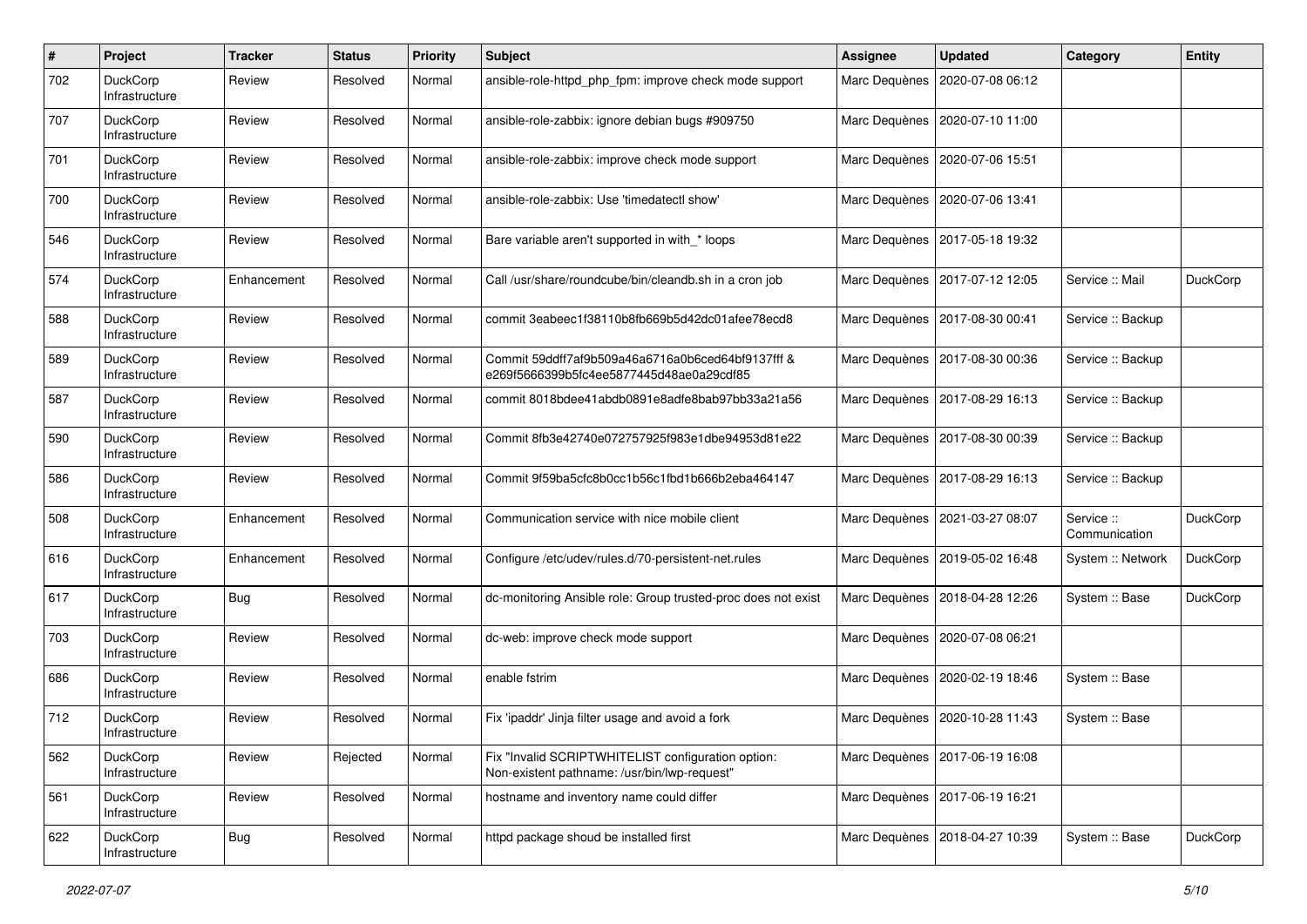| # | Project | Tracker | Status | Priority | Subject | Assignee | Updated | Category | Entity |
|---|---|---|---|---|---|---|---|---|---|
| 702 | DuckCorp Infrastructure | Review | Resolved | Normal | ansible-role-httpd_php_fpm: improve check mode support | Marc Dequènes | 2020-07-08 06:12 | | |
| 707 | DuckCorp Infrastructure | Review | Resolved | Normal | ansible-role-zabbix: ignore debian bugs #909750 | Marc Dequènes | 2020-07-10 11:00 | | |
| 701 | DuckCorp Infrastructure | Review | Resolved | Normal | ansible-role-zabbix: improve check mode support | Marc Dequènes | 2020-07-06 15:51 | | |
| 700 | DuckCorp Infrastructure | Review | Resolved | Normal | ansible-role-zabbix: Use 'timedatectl show' | Marc Dequènes | 2020-07-06 13:41 | | |
| 546 | DuckCorp Infrastructure | Review | Resolved | Normal | Bare variable aren't supported in with_* loops | Marc Dequènes | 2017-05-18 19:32 | | |
| 574 | DuckCorp Infrastructure | Enhancement | Resolved | Normal | Call /usr/share/roundcube/bin/cleandb.sh in a cron job | Marc Dequènes | 2017-07-12 12:05 | Service :: Mail | DuckCorp |
| 588 | DuckCorp Infrastructure | Review | Resolved | Normal | commit 3eabeec1f38110b8fb669b5d42dc01afee78ecd8 | Marc Dequènes | 2017-08-30 00:41 | Service :: Backup | |
| 589 | DuckCorp Infrastructure | Review | Resolved | Normal | Commit 59ddff7af9b509a46a6716a0b6ced64bf9137fff & e269f5666399b5fc4ee5877445d48ae0a29cdf85 | Marc Dequènes | 2017-08-30 00:36 | Service :: Backup | |
| 587 | DuckCorp Infrastructure | Review | Resolved | Normal | commit 8018bdee41abdb0891e8adfe8bab97bb33a21a56 | Marc Dequènes | 2017-08-29 16:13 | Service :: Backup | |
| 590 | DuckCorp Infrastructure | Review | Resolved | Normal | Commit 8fb3e42740e072757925f983e1dbe94953d81e22 | Marc Dequènes | 2017-08-30 00:39 | Service :: Backup | |
| 586 | DuckCorp Infrastructure | Review | Resolved | Normal | Commit 9f59ba5cfc8b0cc1b56c1fbd1b666b2eba464147 | Marc Dequènes | 2017-08-29 16:13 | Service :: Backup | |
| 508 | DuckCorp Infrastructure | Enhancement | Resolved | Normal | Communication service with nice mobile client | Marc Dequènes | 2021-03-27 08:07 | Service :: Communication | DuckCorp |
| 616 | DuckCorp Infrastructure | Enhancement | Resolved | Normal | Configure /etc/udev/rules.d/70-persistent-net.rules | Marc Dequènes | 2019-05-02 16:48 | System :: Network | DuckCorp |
| 617 | DuckCorp Infrastructure | Bug | Resolved | Normal | dc-monitoring Ansible role: Group trusted-proc does not exist | Marc Dequènes | 2018-04-28 12:26 | System :: Base | DuckCorp |
| 703 | DuckCorp Infrastructure | Review | Resolved | Normal | dc-web: improve check mode support | Marc Dequènes | 2020-07-08 06:21 | | |
| 686 | DuckCorp Infrastructure | Review | Resolved | Normal | enable fstrim | Marc Dequènes | 2020-02-19 18:46 | System :: Base | |
| 712 | DuckCorp Infrastructure | Review | Resolved | Normal | Fix 'ipaddr' Jinja filter usage and avoid a fork | Marc Dequènes | 2020-10-28 11:43 | System :: Base | |
| 562 | DuckCorp Infrastructure | Review | Rejected | Normal | Fix "Invalid SCRIPTWHITELIST configuration option: Non-existent pathname: /usr/bin/lwp-request" | Marc Dequènes | 2017-06-19 16:08 | | |
| 561 | DuckCorp Infrastructure | Review | Resolved | Normal | hostname and inventory name could differ | Marc Dequènes | 2017-06-19 16:21 | | |
| 622 | DuckCorp Infrastructure | Bug | Resolved | Normal | httpd package shoud be installed first | Marc Dequènes | 2018-04-27 10:39 | System :: Base | DuckCorp |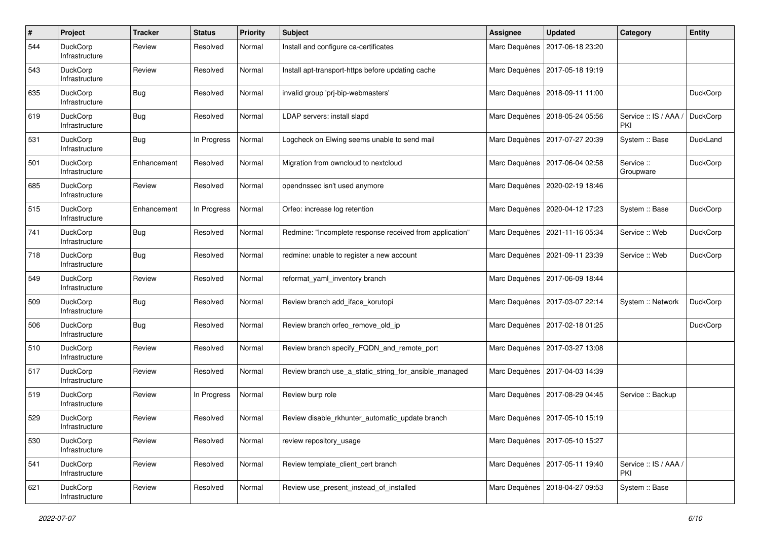| # | Project | Tracker | Status | Priority | Subject | Assignee | Updated | Category | Entity |
|---|---|---|---|---|---|---|---|---|---|
| 544 | DuckCorp Infrastructure | Review | Resolved | Normal | Install and configure ca-certificates | Marc Dequènes | 2017-06-18 23:20 | | |
| 543 | DuckCorp Infrastructure | Review | Resolved | Normal | Install apt-transport-https before updating cache | Marc Dequènes | 2017-05-18 19:19 | | |
| 635 | DuckCorp Infrastructure | Bug | Resolved | Normal | invalid group 'prj-bip-webmasters' | Marc Dequènes | 2018-09-11 11:00 | | DuckCorp |
| 619 | DuckCorp Infrastructure | Bug | Resolved | Normal | LDAP servers: install slapd | Marc Dequènes | 2018-05-24 05:56 | Service :: IS / AAA / PKI | DuckCorp |
| 531 | DuckCorp Infrastructure | Bug | In Progress | Normal | Logcheck on Elwing seems unable to send mail | Marc Dequènes | 2017-07-27 20:39 | System :: Base | DuckLand |
| 501 | DuckCorp Infrastructure | Enhancement | Resolved | Normal | Migration from owncloud to nextcloud | Marc Dequènes | 2017-06-04 02:58 | Service :: Groupware | DuckCorp |
| 685 | DuckCorp Infrastructure | Review | Resolved | Normal | opendnssec isn't used anymore | Marc Dequènes | 2020-02-19 18:46 | | |
| 515 | DuckCorp Infrastructure | Enhancement | In Progress | Normal | Orfeo: increase log retention | Marc Dequènes | 2020-04-12 17:23 | System :: Base | DuckCorp |
| 741 | DuckCorp Infrastructure | Bug | Resolved | Normal | Redmine: "Incomplete response received from application" | Marc Dequènes | 2021-11-16 05:34 | Service :: Web | DuckCorp |
| 718 | DuckCorp Infrastructure | Bug | Resolved | Normal | redmine: unable to register a new account | Marc Dequènes | 2021-09-11 23:39 | Service :: Web | DuckCorp |
| 549 | DuckCorp Infrastructure | Review | Resolved | Normal | reformat_yaml_inventory branch | Marc Dequènes | 2017-06-09 18:44 | | |
| 509 | DuckCorp Infrastructure | Bug | Resolved | Normal | Review branch add_iface_korutopi | Marc Dequènes | 2017-03-07 22:14 | System :: Network | DuckCorp |
| 506 | DuckCorp Infrastructure | Bug | Resolved | Normal | Review branch orfeo_remove_old_ip | Marc Dequènes | 2017-02-18 01:25 | | DuckCorp |
| 510 | DuckCorp Infrastructure | Review | Resolved | Normal | Review branch specify_FQDN_and_remote_port | Marc Dequènes | 2017-03-27 13:08 | | |
| 517 | DuckCorp Infrastructure | Review | Resolved | Normal | Review branch use_a_static_string_for_ansible_managed | Marc Dequènes | 2017-04-03 14:39 | | |
| 519 | DuckCorp Infrastructure | Review | In Progress | Normal | Review burp role | Marc Dequènes | 2017-08-29 04:45 | Service :: Backup | |
| 529 | DuckCorp Infrastructure | Review | Resolved | Normal | Review disable_rkhunter_automatic_update branch | Marc Dequènes | 2017-05-10 15:19 | | |
| 530 | DuckCorp Infrastructure | Review | Resolved | Normal | review repository_usage | Marc Dequènes | 2017-05-10 15:27 | | |
| 541 | DuckCorp Infrastructure | Review | Resolved | Normal | Review template_client_cert branch | Marc Dequènes | 2017-05-11 19:40 | Service :: IS / AAA / PKI | |
| 621 | DuckCorp Infrastructure | Review | Resolved | Normal | Review use_present_instead_of_installed | Marc Dequènes | 2018-04-27 09:53 | System :: Base | |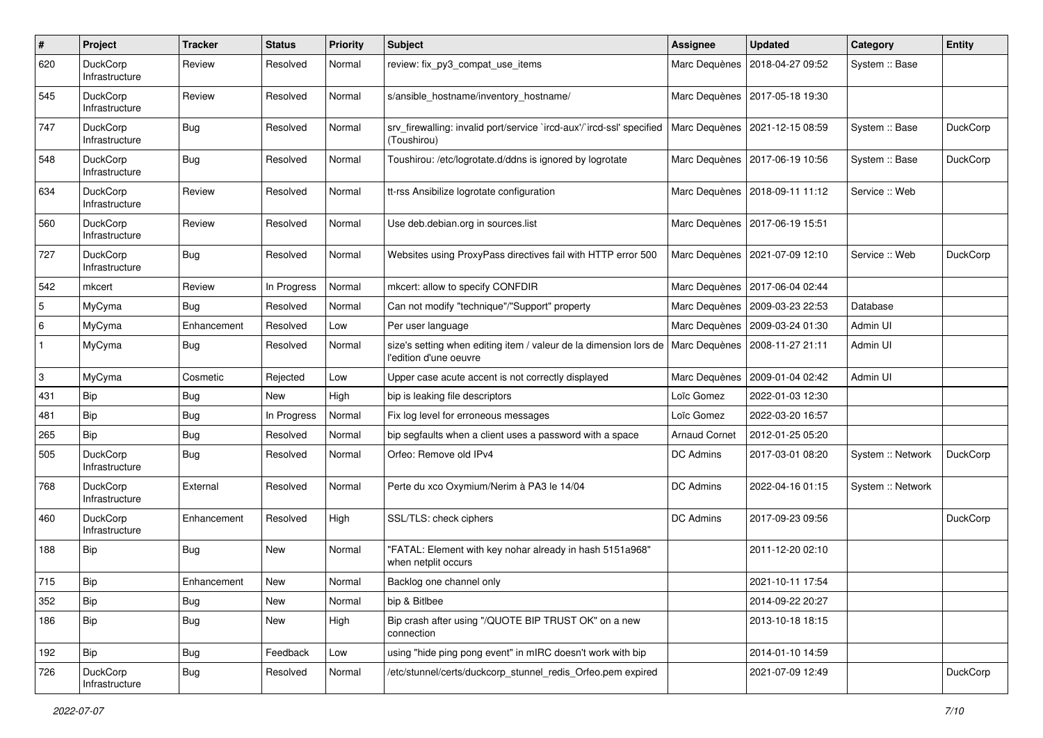| # | Project | Tracker | Status | Priority | Subject | Assignee | Updated | Category | Entity |
|---|---|---|---|---|---|---|---|---|---|
| 620 | DuckCorp Infrastructure | Review | Resolved | Normal | review: fix_py3_compat_use_items | Marc Dequènes | 2018-04-27 09:52 | System :: Base | |
| 545 | DuckCorp Infrastructure | Review | Resolved | Normal | s/ansible_hostname/inventory_hostname/ | Marc Dequènes | 2017-05-18 19:30 | | |
| 747 | DuckCorp Infrastructure | Bug | Resolved | Normal | srv_firewalling: invalid port/service `ircd-aux'/`ircd-ssl' specified (Toushirou) | Marc Dequènes | 2021-12-15 08:59 | System :: Base | DuckCorp |
| 548 | DuckCorp Infrastructure | Bug | Resolved | Normal | Toushirou: /etc/logrotate.d/ddns is ignored by logrotate | Marc Dequènes | 2017-06-19 10:56 | System :: Base | DuckCorp |
| 634 | DuckCorp Infrastructure | Review | Resolved | Normal | tt-rss Ansibilize logrotate configuration | Marc Dequènes | 2018-09-11 11:12 | Service :: Web | |
| 560 | DuckCorp Infrastructure | Review | Resolved | Normal | Use deb.debian.org in sources.list | Marc Dequènes | 2017-06-19 15:51 | | |
| 727 | DuckCorp Infrastructure | Bug | Resolved | Normal | Websites using ProxyPass directives fail with HTTP error 500 | Marc Dequènes | 2021-07-09 12:10 | Service :: Web | DuckCorp |
| 542 | mkcert | Review | In Progress | Normal | mkcert: allow to specify CONFDIR | Marc Dequènes | 2017-06-04 02:44 | | |
| 5 | MyCyma | Bug | Resolved | Normal | Can not modify "technique"/"Support" property | Marc Dequènes | 2009-03-23 22:53 | Database | |
| 6 | MyCyma | Enhancement | Resolved | Low | Per user language | Marc Dequènes | 2009-03-24 01:30 | Admin UI | |
| 1 | MyCyma | Bug | Resolved | Normal | size's setting when editing item / valeur de la dimension lors de l'edition d'une oeuvre | Marc Dequènes | 2008-11-27 21:11 | Admin UI | |
| 3 | MyCyma | Cosmetic | Rejected | Low | Upper case acute accent is not correctly displayed | Marc Dequènes | 2009-01-04 02:42 | Admin UI | |
| 431 | Bip | Bug | New | High | bip is leaking file descriptors | Loïc Gomez | 2022-01-03 12:30 | | |
| 481 | Bip | Bug | In Progress | Normal | Fix log level for erroneous messages | Loïc Gomez | 2022-03-20 16:57 | | |
| 265 | Bip | Bug | Resolved | Normal | bip segfaults when a client uses a password with a space | Arnaud Cornet | 2012-01-25 05:20 | | |
| 505 | DuckCorp Infrastructure | Bug | Resolved | Normal | Orfeo: Remove old IPv4 | DC Admins | 2017-03-01 08:20 | System :: Network | DuckCorp |
| 768 | DuckCorp Infrastructure | External | Resolved | Normal | Perte du xco Oxymium/Nerim à PA3 le 14/04 | DC Admins | 2022-04-16 01:15 | System :: Network | |
| 460 | DuckCorp Infrastructure | Enhancement | Resolved | High | SSL/TLS: check ciphers | DC Admins | 2017-09-23 09:56 | | DuckCorp |
| 188 | Bip | Bug | New | Normal | "FATAL: Element with key nohar already in hash 5151a968" when netplit occurs | | 2011-12-20 02:10 | | |
| 715 | Bip | Enhancement | New | Normal | Backlog one channel only | | 2021-10-11 17:54 | | |
| 352 | Bip | Bug | New | Normal | bip & Bitlbee | | 2014-09-22 20:27 | | |
| 186 | Bip | Bug | New | High | Bip crash after using "/QUOTE BIP TRUST OK" on a new connection | | 2013-10-18 18:15 | | |
| 192 | Bip | Bug | Feedback | Low | using "hide ping pong event" in mIRC doesn't work with bip | | 2014-01-10 14:59 | | |
| 726 | DuckCorp Infrastructure | Bug | Resolved | Normal | /etc/stunnel/certs/duckcorp_stunnel_redis_Orfeo.pem expired | | 2021-07-09 12:49 | | DuckCorp |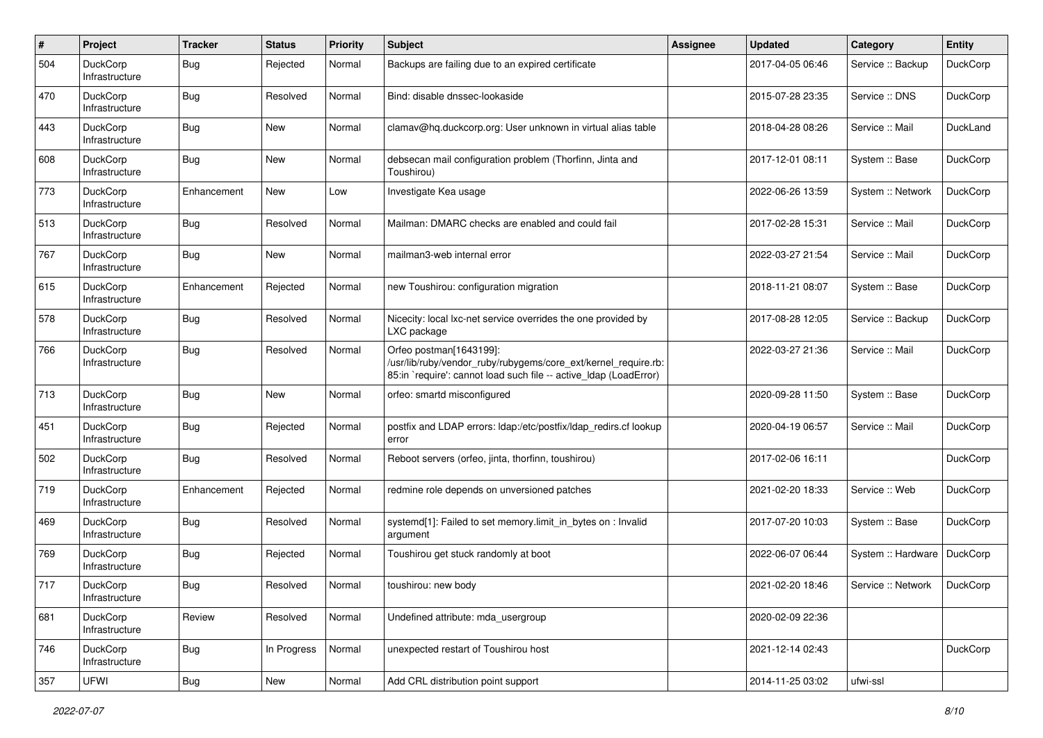| # | Project | Tracker | Status | Priority | Subject | Assignee | Updated | Category | Entity |
|---|---|---|---|---|---|---|---|---|---|
| 504 | DuckCorp Infrastructure | Bug | Rejected | Normal | Backups are failing due to an expired certificate | | 2017-04-05 06:46 | Service :: Backup | DuckCorp |
| 470 | DuckCorp Infrastructure | Bug | Resolved | Normal | Bind: disable dnssec-lookaside | | 2015-07-28 23:35 | Service :: DNS | DuckCorp |
| 443 | DuckCorp Infrastructure | Bug | New | Normal | clamav@hq.duckcorp.org: User unknown in virtual alias table | | 2018-04-28 08:26 | Service :: Mail | DuckLand |
| 608 | DuckCorp Infrastructure | Bug | New | Normal | debsecan mail configuration problem (Thorfinn, Jinta and Toushirou) | | 2017-12-01 08:11 | System :: Base | DuckCorp |
| 773 | DuckCorp Infrastructure | Enhancement | New | Low | Investigate Kea usage | | 2022-06-26 13:59 | System :: Network | DuckCorp |
| 513 | DuckCorp Infrastructure | Bug | Resolved | Normal | Mailman: DMARC checks are enabled and could fail | | 2017-02-28 15:31 | Service :: Mail | DuckCorp |
| 767 | DuckCorp Infrastructure | Bug | New | Normal | mailman3-web internal error | | 2022-03-27 21:54 | Service :: Mail | DuckCorp |
| 615 | DuckCorp Infrastructure | Enhancement | Rejected | Normal | new Toushirou: configuration migration | | 2018-11-21 08:07 | System :: Base | DuckCorp |
| 578 | DuckCorp Infrastructure | Bug | Resolved | Normal | Nicecity: local lxc-net service overrides the one provided by LXC package | | 2017-08-28 12:05 | Service :: Backup | DuckCorp |
| 766 | DuckCorp Infrastructure | Bug | Resolved | Normal | Orfeo postman[1643199]: /usr/lib/ruby/vendor_ruby/rubygems/core_ext/kernel_require.rb:85:in `require': cannot load such file -- active_ldap (LoadError) | | 2022-03-27 21:36 | Service :: Mail | DuckCorp |
| 713 | DuckCorp Infrastructure | Bug | New | Normal | orfeo: smartd misconfigured | | 2020-09-28 11:50 | System :: Base | DuckCorp |
| 451 | DuckCorp Infrastructure | Bug | Rejected | Normal | postfix and LDAP errors: ldap:/etc/postfix/ldap_redirs.cf lookup error | | 2020-04-19 06:57 | Service :: Mail | DuckCorp |
| 502 | DuckCorp Infrastructure | Bug | Resolved | Normal | Reboot servers (orfeo, jinta, thorfinn, toushirou) | | 2017-02-06 16:11 | | DuckCorp |
| 719 | DuckCorp Infrastructure | Enhancement | Rejected | Normal | redmine role depends on unversioned patches | | 2021-02-20 18:33 | Service :: Web | DuckCorp |
| 469 | DuckCorp Infrastructure | Bug | Resolved | Normal | systemd[1]: Failed to set memory.limit_in_bytes on : Invalid argument | | 2017-07-20 10:03 | System :: Base | DuckCorp |
| 769 | DuckCorp Infrastructure | Bug | Rejected | Normal | Toushirou get stuck randomly at boot | | 2022-06-07 06:44 | System :: Hardware | DuckCorp |
| 717 | DuckCorp Infrastructure | Bug | Resolved | Normal | toushirou: new body | | 2021-02-20 18:46 | Service :: Network | DuckCorp |
| 681 | DuckCorp Infrastructure | Review | Resolved | Normal | Undefined attribute: mda_usergroup | | 2020-02-09 22:36 | | |
| 746 | DuckCorp Infrastructure | Bug | In Progress | Normal | unexpected restart of Toushirou host | | 2021-12-14 02:43 | | DuckCorp |
| 357 | UFWI | Bug | New | Normal | Add CRL distribution point support | | 2014-11-25 03:02 | ufwi-ssl | |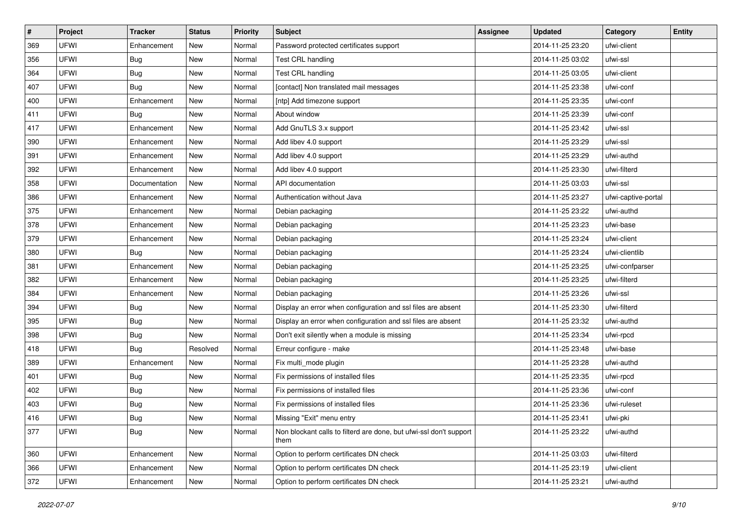| # | Project | Tracker | Status | Priority | Subject | Assignee | Updated | Category | Entity |
|---|---|---|---|---|---|---|---|---|---|
| 369 | UFWI | Enhancement | New | Normal | Password protected certificates support | | 2014-11-25 23:20 | ufwi-client | |
| 356 | UFWI | Bug | New | Normal | Test CRL handling | | 2014-11-25 03:02 | ufwi-ssl | |
| 364 | UFWI | Bug | New | Normal | Test CRL handling | | 2014-11-25 03:05 | ufwi-client | |
| 407 | UFWI | Bug | New | Normal | [contact] Non translated mail messages | | 2014-11-25 23:38 | ufwi-conf | |
| 400 | UFWI | Enhancement | New | Normal | [ntp] Add timezone support | | 2014-11-25 23:35 | ufwi-conf | |
| 411 | UFWI | Bug | New | Normal | About window | | 2014-11-25 23:39 | ufwi-conf | |
| 417 | UFWI | Enhancement | New | Normal | Add GnuTLS 3.x support | | 2014-11-25 23:42 | ufwi-ssl | |
| 390 | UFWI | Enhancement | New | Normal | Add libev 4.0 support | | 2014-11-25 23:29 | ufwi-ssl | |
| 391 | UFWI | Enhancement | New | Normal | Add libev 4.0 support | | 2014-11-25 23:29 | ufwi-authd | |
| 392 | UFWI | Enhancement | New | Normal | Add libev 4.0 support | | 2014-11-25 23:30 | ufwi-filterd | |
| 358 | UFWI | Documentation | New | Normal | API documentation | | 2014-11-25 03:03 | ufwi-ssl | |
| 386 | UFWI | Enhancement | New | Normal | Authentication without Java | | 2014-11-25 23:27 | ufwi-captive-portal | |
| 375 | UFWI | Enhancement | New | Normal | Debian packaging | | 2014-11-25 23:22 | ufwi-authd | |
| 378 | UFWI | Enhancement | New | Normal | Debian packaging | | 2014-11-25 23:23 | ufwi-base | |
| 379 | UFWI | Enhancement | New | Normal | Debian packaging | | 2014-11-25 23:24 | ufwi-client | |
| 380 | UFWI | Bug | New | Normal | Debian packaging | | 2014-11-25 23:24 | ufwi-clientlib | |
| 381 | UFWI | Enhancement | New | Normal | Debian packaging | | 2014-11-25 23:25 | ufwi-confparser | |
| 382 | UFWI | Enhancement | New | Normal | Debian packaging | | 2014-11-25 23:25 | ufwi-filterd | |
| 384 | UFWI | Enhancement | New | Normal | Debian packaging | | 2014-11-25 23:26 | ufwi-ssl | |
| 394 | UFWI | Bug | New | Normal | Display an error when configuration and ssl files are absent | | 2014-11-25 23:30 | ufwi-filterd | |
| 395 | UFWI | Bug | New | Normal | Display an error when configuration and ssl files are absent | | 2014-11-25 23:32 | ufwi-authd | |
| 398 | UFWI | Bug | New | Normal | Don't exit silently when a module is missing | | 2014-11-25 23:34 | ufwi-rpcd | |
| 418 | UFWI | Bug | Resolved | Normal | Erreur configure - make | | 2014-11-25 23:48 | ufwi-base | |
| 389 | UFWI | Enhancement | New | Normal | Fix multi_mode plugin | | 2014-11-25 23:28 | ufwi-authd | |
| 401 | UFWI | Bug | New | Normal | Fix permissions of installed files | | 2014-11-25 23:35 | ufwi-rpcd | |
| 402 | UFWI | Bug | New | Normal | Fix permissions of installed files | | 2014-11-25 23:36 | ufwi-conf | |
| 403 | UFWI | Bug | New | Normal | Fix permissions of installed files | | 2014-11-25 23:36 | ufwi-ruleset | |
| 416 | UFWI | Bug | New | Normal | Missing "Exit" menu entry | | 2014-11-25 23:41 | ufwi-pki | |
| 377 | UFWI | Bug | New | Normal | Non blockant calls to filterd are done, but ufwi-ssl don't support them | | 2014-11-25 23:22 | ufwi-authd | |
| 360 | UFWI | Enhancement | New | Normal | Option to perform certificates DN check | | 2014-11-25 03:03 | ufwi-filterd | |
| 366 | UFWI | Enhancement | New | Normal | Option to perform certificates DN check | | 2014-11-25 23:19 | ufwi-client | |
| 372 | UFWI | Enhancement | New | Normal | Option to perform certificates DN check | | 2014-11-25 23:21 | ufwi-authd | |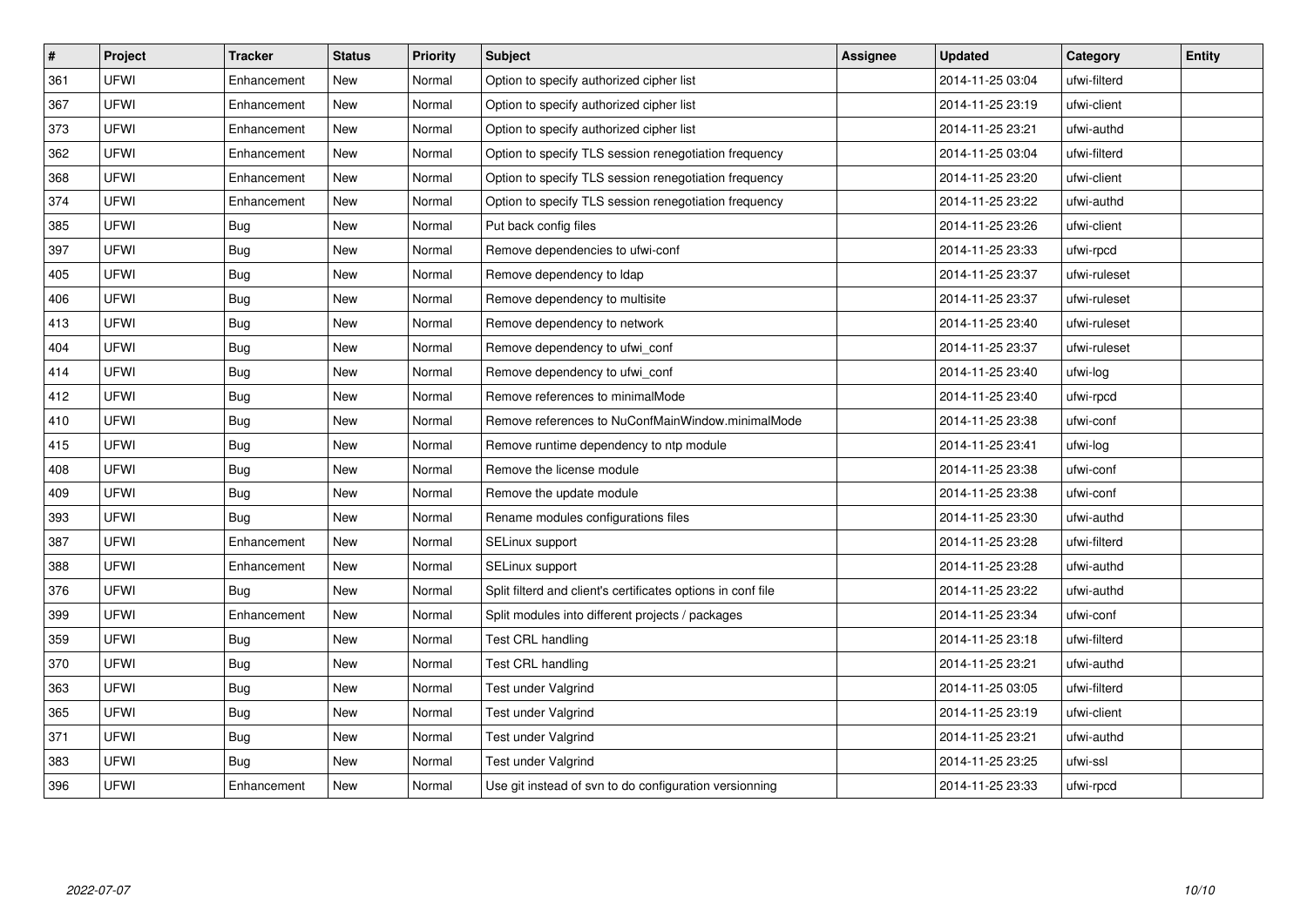| # | Project | Tracker | Status | Priority | Subject | Assignee | Updated | Category | Entity |
|---|---|---|---|---|---|---|---|---|---|
| 361 | UFWI | Enhancement | New | Normal | Option to specify authorized cipher list | | 2014-11-25 03:04 | ufwi-filterd | |
| 367 | UFWI | Enhancement | New | Normal | Option to specify authorized cipher list | | 2014-11-25 23:19 | ufwi-client | |
| 373 | UFWI | Enhancement | New | Normal | Option to specify authorized cipher list | | 2014-11-25 23:21 | ufwi-authd | |
| 362 | UFWI | Enhancement | New | Normal | Option to specify TLS session renegotiation frequency | | 2014-11-25 03:04 | ufwi-filterd | |
| 368 | UFWI | Enhancement | New | Normal | Option to specify TLS session renegotiation frequency | | 2014-11-25 23:20 | ufwi-client | |
| 374 | UFWI | Enhancement | New | Normal | Option to specify TLS session renegotiation frequency | | 2014-11-25 23:22 | ufwi-authd | |
| 385 | UFWI | Bug | New | Normal | Put back config files | | 2014-11-25 23:26 | ufwi-client | |
| 397 | UFWI | Bug | New | Normal | Remove dependencies to ufwi-conf | | 2014-11-25 23:33 | ufwi-rpcd | |
| 405 | UFWI | Bug | New | Normal | Remove dependency to ldap | | 2014-11-25 23:37 | ufwi-ruleset | |
| 406 | UFWI | Bug | New | Normal | Remove dependency to multisite | | 2014-11-25 23:37 | ufwi-ruleset | |
| 413 | UFWI | Bug | New | Normal | Remove dependency to network | | 2014-11-25 23:40 | ufwi-ruleset | |
| 404 | UFWI | Bug | New | Normal | Remove dependency to ufwi_conf | | 2014-11-25 23:37 | ufwi-ruleset | |
| 414 | UFWI | Bug | New | Normal | Remove dependency to ufwi_conf | | 2014-11-25 23:40 | ufwi-log | |
| 412 | UFWI | Bug | New | Normal | Remove references to minimalMode | | 2014-11-25 23:40 | ufwi-rpcd | |
| 410 | UFWI | Bug | New | Normal | Remove references to NuConfMainWindow.minimalMode | | 2014-11-25 23:38 | ufwi-conf | |
| 415 | UFWI | Bug | New | Normal | Remove runtime dependency to ntp module | | 2014-11-25 23:41 | ufwi-log | |
| 408 | UFWI | Bug | New | Normal | Remove the license module | | 2014-11-25 23:38 | ufwi-conf | |
| 409 | UFWI | Bug | New | Normal | Remove the update module | | 2014-11-25 23:38 | ufwi-conf | |
| 393 | UFWI | Bug | New | Normal | Rename modules configurations files | | 2014-11-25 23:30 | ufwi-authd | |
| 387 | UFWI | Enhancement | New | Normal | SELinux support | | 2014-11-25 23:28 | ufwi-filterd | |
| 388 | UFWI | Enhancement | New | Normal | SELinux support | | 2014-11-25 23:28 | ufwi-authd | |
| 376 | UFWI | Bug | New | Normal | Split filterd and client's certificates options in conf file | | 2014-11-25 23:22 | ufwi-authd | |
| 399 | UFWI | Enhancement | New | Normal | Split modules into different projects / packages | | 2014-11-25 23:34 | ufwi-conf | |
| 359 | UFWI | Bug | New | Normal | Test CRL handling | | 2014-11-25 23:18 | ufwi-filterd | |
| 370 | UFWI | Bug | New | Normal | Test CRL handling | | 2014-11-25 23:21 | ufwi-authd | |
| 363 | UFWI | Bug | New | Normal | Test under Valgrind | | 2014-11-25 03:05 | ufwi-filterd | |
| 365 | UFWI | Bug | New | Normal | Test under Valgrind | | 2014-11-25 23:19 | ufwi-client | |
| 371 | UFWI | Bug | New | Normal | Test under Valgrind | | 2014-11-25 23:21 | ufwi-authd | |
| 383 | UFWI | Bug | New | Normal | Test under Valgrind | | 2014-11-25 23:25 | ufwi-ssl | |
| 396 | UFWI | Enhancement | New | Normal | Use git instead of svn to do configuration versionning | | 2014-11-25 23:33 | ufwi-rpcd | |